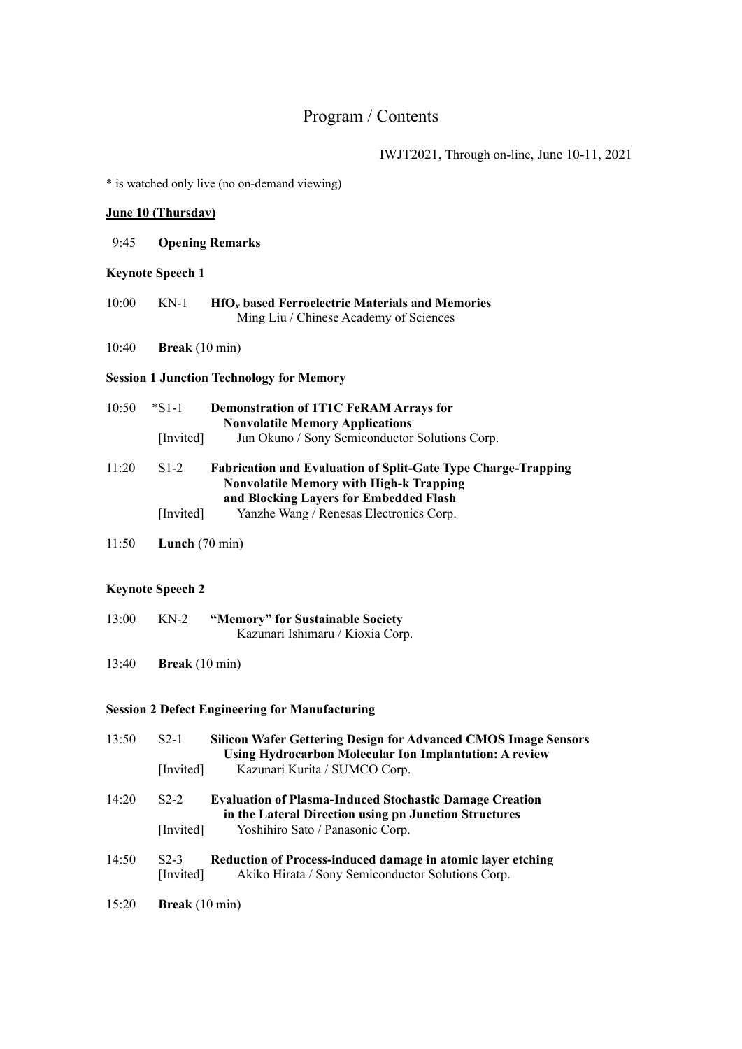# Program / Contents

IWJT2021, Through on-line, June 10-11, 2021

* is watched only live (no on-demand viewing)

**June 10 (Thursday)**

9:45 **Opening Remarks**

**Keynote Speech 1**

10:00 KN-1 **$HfO_x$ based Ferroelectric Materials and Memories**
Ming Liu / Chinese Academy of Sciences

10:40 **Break** (10 min)

**Session 1 Junction Technology for Memory**

10:50 *S1-1 **Demonstration of 1T1C FeRAM Arrays for Nonvolatile Memory Applications**
[Invited] Jun Okuno / Sony Semiconductor Solutions Corp.

11:20 S1-2 **Fabrication and Evaluation of Split-Gate Type Charge-Trapping Nonvolatile Memory with High-k Trapping and Blocking Layers for Embedded Flash**
[Invited] Yanzhe Wang / Renesas Electronics Corp.

11:50 **Lunch** (70 min)

**Keynote Speech 2**

13:00 KN-2 **"Memory" for Sustainable Society**
Kazunari Ishimaru / Kioxia Corp.

13:40 **Break** (10 min)

**Session 2 Defect Engineering for Manufacturing**

13:50 S2-1 **Silicon Wafer Gettering Design for Advanced CMOS Image Sensors Using Hydrocarbon Molecular Ion Implantation: A review**
[Invited] Kazunari Kurita / SUMCO Corp.

14:20 S2-2 **Evaluation of Plasma-Induced Stochastic Damage Creation in the Lateral Direction using pn Junction Structures**
[Invited] Yoshihiro Sato / Panasonic Corp.

14:50 S2-3 **Reduction of Process-induced damage in atomic layer etching**
[Invited] Akiko Hirata / Sony Semiconductor Solutions Corp.

15:20 **Break** (10 min)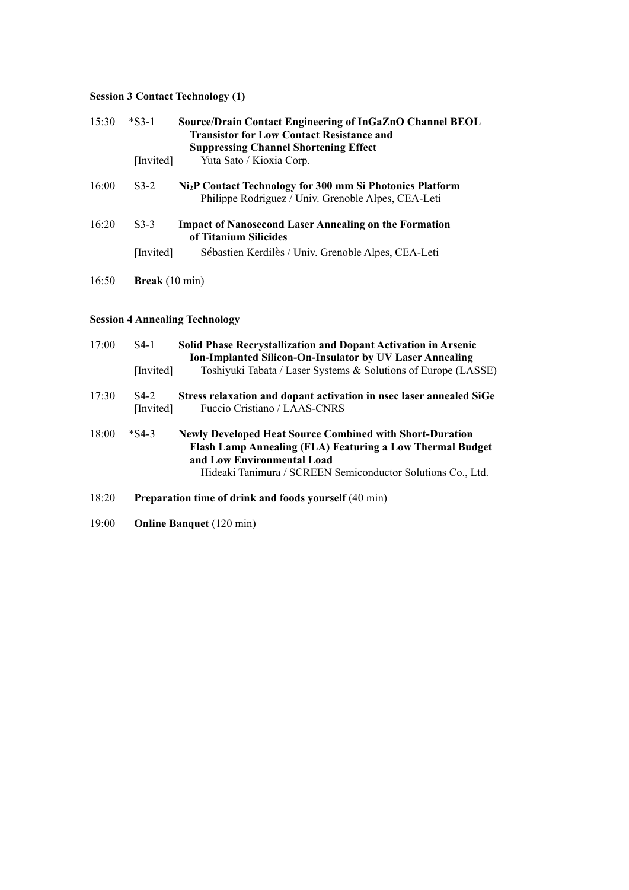**Session 3 Contact Technology (1)**

15:30 *S3-1 **Source/Drain Contact Engineering of InGaZnO Channel BEOL Transistor for Low Contact Resistance and Suppressing Channel Shortening Effect**
[Invited] Yuta Sato / Kioxia Corp.

16:00 S3-2 **$Ni_2P$ Contact Technology for 300 mm Si Photonics Platform**
Philippe Rodriguez / Univ. Grenoble Alpes, CEA-Leti

16:20 S3-3 **Impact of Nanosecond Laser Annealing on the Formation of Titanium Silicides**
[Invited] Sébastien Kerdilès / Univ. Grenoble Alpes, CEA-Leti

16:50 **Break** (10 min)

**Session 4 Annealing Technology**

17:00 S4-1 **Solid Phase Recrystallization and Dopant Activation in Arsenic Ion-Implanted Silicon-On-Insulator by UV Laser Annealing**
[Invited] Toshiyuki Tabata / Laser Systems & Solutions of Europe (LASSE)

17:30 S4-2 **Stress relaxation and dopant activation in nsec laser annealed SiGe**
[Invited] Fuccio Cristiano / LAAS-CNRS

18:00 *S4-3 **Newly Developed Heat Source Combined with Short-Duration Flash Lamp Annealing (FLA) Featuring a Low Thermal Budget and Low Environmental Load**
Hideaki Tanimura / SCREEN Semiconductor Solutions Co., Ltd.

18:20 **Preparation time of drink and foods yourself** (40 min)

19:00 **Online Banquet** (120 min)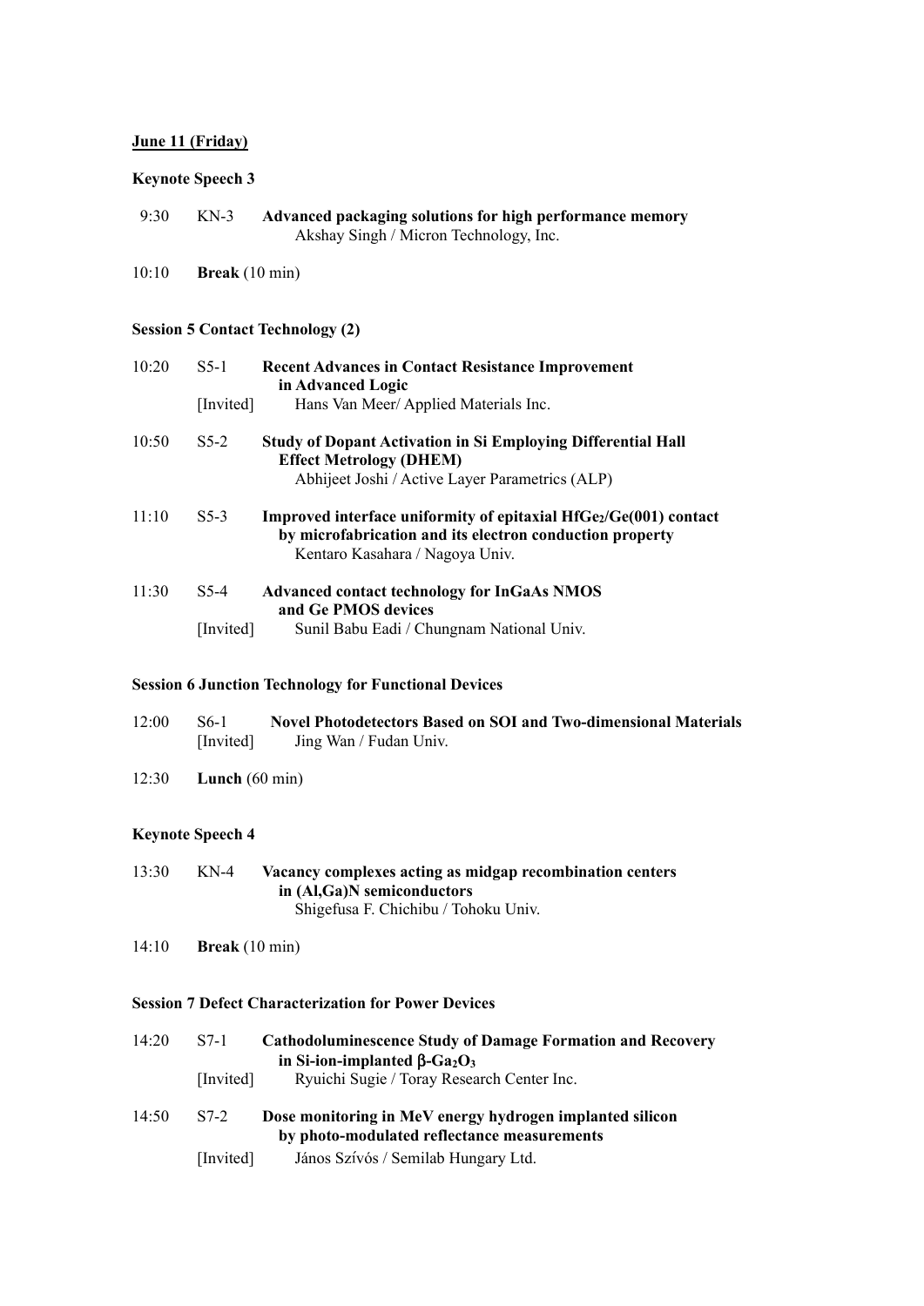**June 11 (Friday)**

**Keynote Speech 3**

9:30 KN-3 **Advanced packaging solutions for high performance memory**
Akshay Singh / Micron Technology, Inc.

10:10 **Break** (10 min)

**Session 5 Contact Technology (2)**

10:20 S5-1 **Recent Advances in Contact Resistance Improvement in Advanced Logic**
[Invited] Hans Van Meer/ Applied Materials Inc.

10:50 S5-2 **Study of Dopant Activation in Si Employing Differential Hall Effect Metrology (DHEM)**
Abhijeet Joshi / Active Layer Parametrics (ALP)

11:10 S5-3 **Improved interface uniformity of epitaxial $HfGe_2$/Ge(001) contact by microfabrication and its electron conduction property**
Kentaro Kasahara / Nagoya Univ.

11:30 S5-4 **Advanced contact technology for InGaAs NMOS and Ge PMOS devices**
[Invited] Sunil Babu Eadi / Chungnam National Univ.

**Session 6 Junction Technology for Functional Devices**

12:00 S6-1 **Novel Photodetectors Based on SOI and Two-dimensional Materials**
[Invited] Jing Wan / Fudan Univ.

12:30 **Lunch** (60 min)

**Keynote Speech 4**

13:30 KN-4 **Vacancy complexes acting as midgap recombination centers in (Al,Ga)N semiconductors**
Shigefusa F. Chichibu / Tohoku Univ.

14:10 **Break** (10 min)

**Session 7 Defect Characterization for Power Devices**

14:20 S7-1 **Cathodoluminescence Study of Damage Formation and Recovery in Si-ion-implanted $\beta$-$Ga_2O_3$**
[Invited] Ryuichi Sugie / Toray Research Center Inc.

14:50 S7-2 **Dose monitoring in MeV energy hydrogen implanted silicon by photo-modulated reflectance measurements**
[Invited] János Szívós / Semilab Hungary Ltd.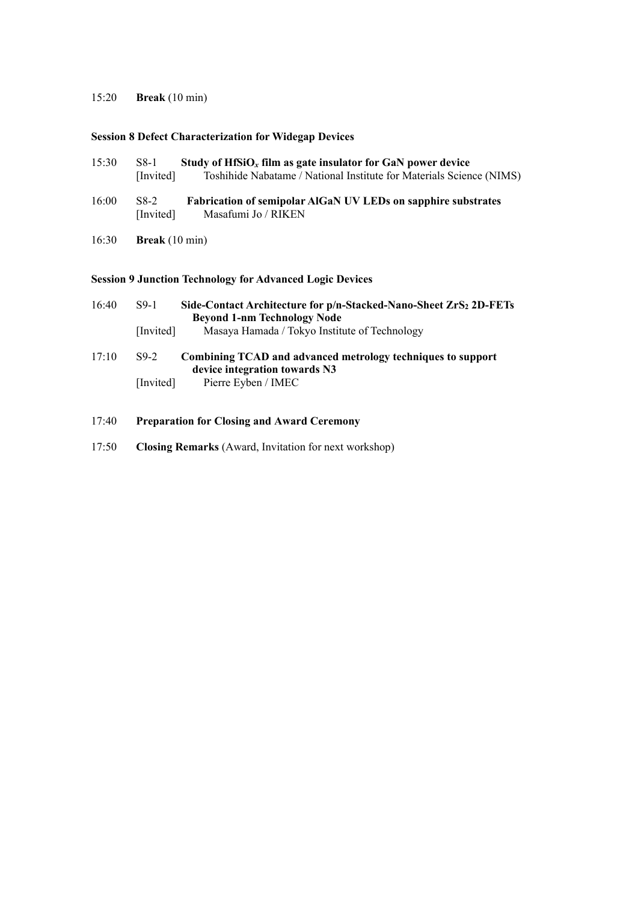15:20 **Break** (10 min)

**Session 8 Defect Characterization for Widegap Devices**

15:30 S8-1 **Study of $HfSiO_x$ film as gate insulator for GaN power device**
[Invited] Toshihide Nabatame / National Institute for Materials Science (NIMS)

16:00 S8-2 **Fabrication of semipolar AlGaN UV LEDs on sapphire substrates**
[Invited] Masafumi Jo / RIKEN

16:30 **Break** (10 min)

**Session 9 Junction Technology for Advanced Logic Devices**

16:40 S9-1 **Side-Contact Architecture for p/n-Stacked-Nano-Sheet $ZrS_2$ 2D-FETs Beyond 1-nm Technology Node**
[Invited] Masaya Hamada / Tokyo Institute of Technology

17:10 S9-2 **Combining TCAD and advanced metrology techniques to support device integration towards N3**
[Invited] Pierre Eyben / IMEC

17:40 **Preparation for Closing and Award Ceremony**

17:50 **Closing Remarks** (Award, Invitation for next workshop)